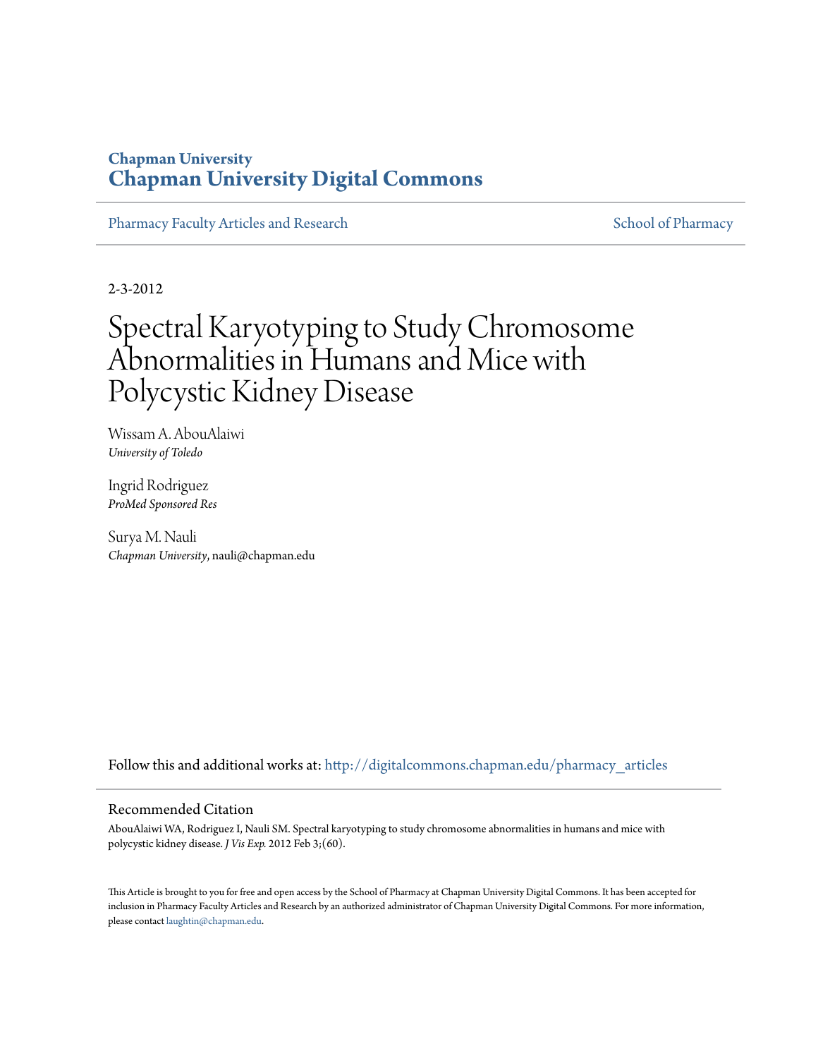**Chapman University**
**Chapman University Digital Commons**

Pharmacy Faculty Articles and Research | School of Pharmacy

2-3-2012

# Spectral Karyotyping to Study Chromosome Abnormalities in Humans and Mice with Polycystic Kidney Disease

Wissam A. AbouAlaiwi
*University of Toledo*

Ingrid Rodriguez
*ProMed Sponsored Res*

Surya M. Nauli
*Chapman University*, nauli@chapman.edu

Follow this and additional works at: http://digitalcommons.chapman.edu/pharmacy_articles

## Recommended Citation

AbouAlaiwi WA, Rodriguez I, Nauli SM. Spectral karyotyping to study chromosome abnormalities in humans and mice with polycystic kidney disease. *J Vis Exp.* 2012 Feb 3;(60).

This Article is brought to you for free and open access by the School of Pharmacy at Chapman University Digital Commons. It has been accepted for inclusion in Pharmacy Faculty Articles and Research by an authorized administrator of Chapman University Digital Commons. For more information, please contact laughtin@chapman.edu.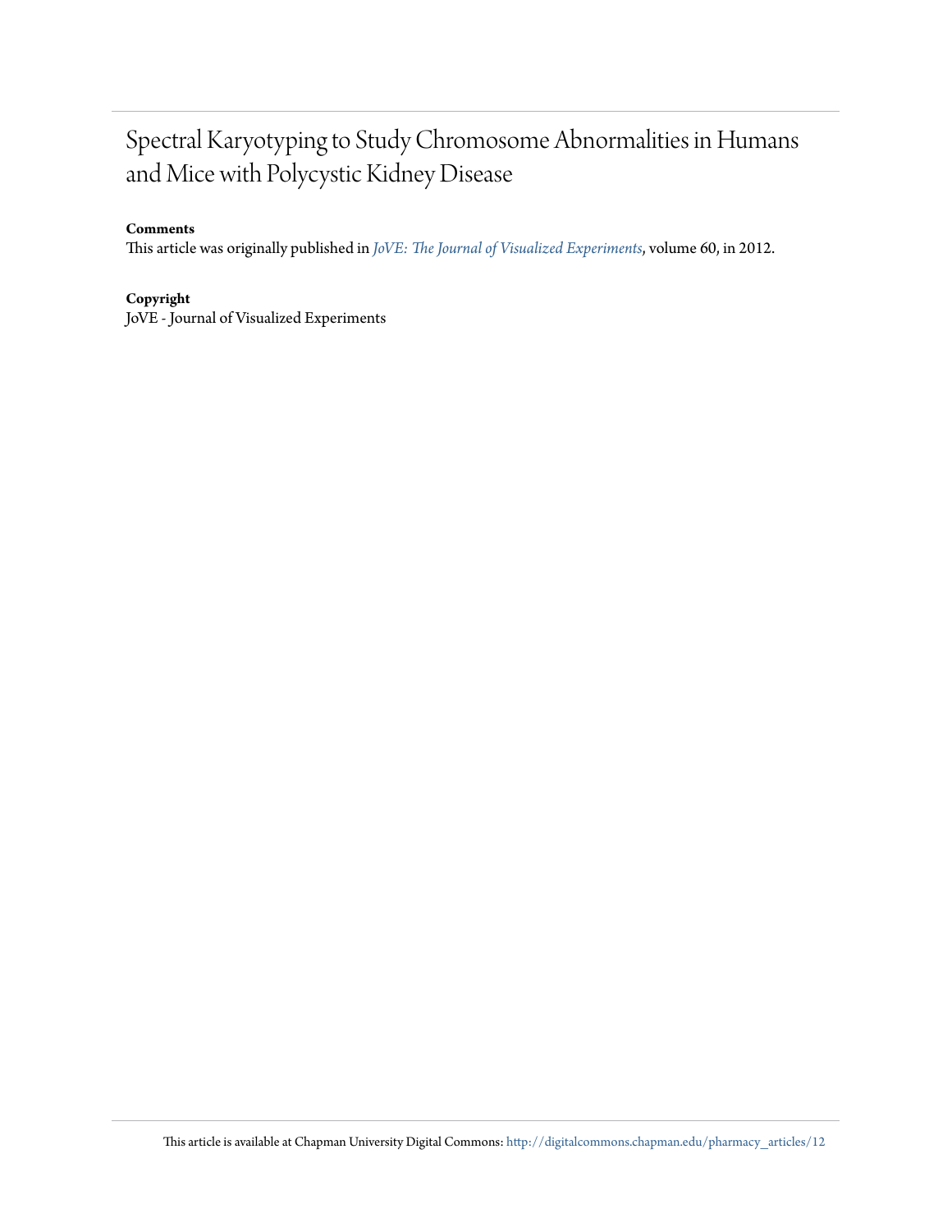# Spectral Karyotyping to Study Chromosome Abnormalities in Humans and Mice with Polycystic Kidney Disease

**Comments**

This article was originally published in *JoVE: The Journal of Visualized Experiments*, volume 60, in 2012.

**Copyright**

JoVE - Journal of Visualized Experiments

This article is available at Chapman University Digital Commons: http://digitalcommons.chapman.edu/pharmacy_articles/12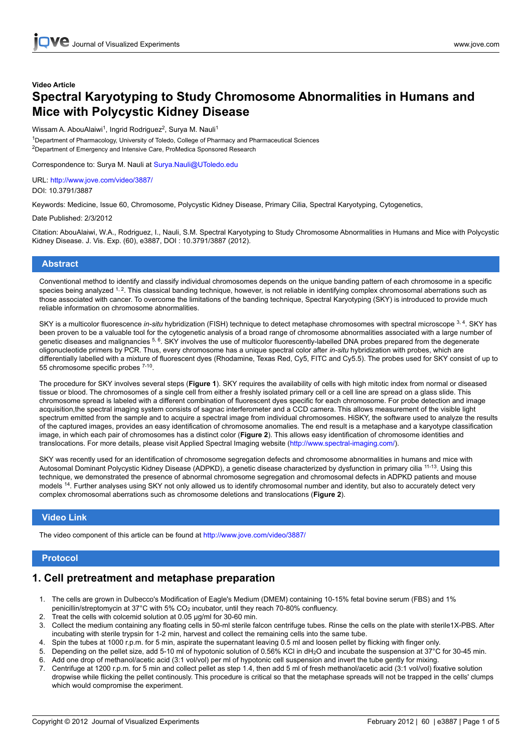Video Article

# Spectral Karyotyping to Study Chromosome Abnormalities in Humans and Mice with Polycystic Kidney Disease

Wissam A. AbouAlaiwi[1], Ingrid Rodriguez[2], Surya M. Nauli[1]

[1]Department of Pharmacology, University of Toledo, College of Pharmacy and Pharmaceutical Sciences

[2]Department of Emergency and Intensive Care, ProMedica Sponsored Research

Correspondence to: Surya M. Nauli at Surya.Nauli@UToledo.edu

URL: http://www.jove.com/video/3887/

DOI: 10.3791/3887

Keywords: Medicine, Issue 60, Chromosome, Polycystic Kidney Disease, Primary Cilia, Spectral Karyotyping, Cytogenetics,

Date Published: 2/3/2012

Citation: AbouAlaiwi, W.A., Rodriguez, I., Nauli, S.M. Spectral Karyotyping to Study Chromosome Abnormalities in Humans and Mice with Polycystic Kidney Disease. J. Vis. Exp. (60), e3887, DOI : 10.3791/3887 (2012).

## Abstract

Conventional method to identify and classify individual chromosomes depends on the unique banding pattern of each chromosome in a specific species being analyzed [1, 2]. This classical banding technique, however, is not reliable in identifying complex chromosomal aberrations such as those associated with cancer. To overcome the limitations of the banding technique, Spectral Karyotyping (SKY) is introduced to provide much reliable information on chromosome abnormalities.

SKY is a multicolor fluorescence *in-situ* hybridization (FISH) technique to detect metaphase chromosomes with spectral microscope [3, 4]. SKY has been proven to be a valuable tool for the cytogenetic analysis of a broad range of chromosome abnormalities associated with a large number of genetic diseases and malignancies [5, 6]. SKY involves the use of multicolor fluorescently-labelled DNA probes prepared from the degenerate oligonucleotide primers by PCR. Thus, every chromosome has a unique spectral color after *in-situ* hybridization with probes, which are differentially labelled with a mixture of fluorescent dyes (Rhodamine, Texas Red, Cy5, FITC and Cy5.5). The probes used for SKY consist of up to 55 chromosome specific probes [7-10].

The procedure for SKY involves several steps (**Figure 1**). SKY requires the availability of cells with high mitotic index from normal or diseased tissue or blood. The chromosomes of a single cell from either a freshly isolated primary cell or a cell line are spread on a glass slide. This chromosome spread is labeled with a different combination of fluorescent dyes specific for each chromosome. For probe detection and image acquisition,the spectral imaging system consists of sagnac interferometer and a CCD camera. This allows measurement of the visible light spectrum emitted from the sample and to acquire a spectral image from individual chromosomes. HiSKY, the software used to analyze the results of the captured images, provides an easy identification of chromosome anomalies. The end result is a metaphase and a karyotype classification image, in which each pair of chromosomes has a distinct color (**Figure 2**). This allows easy identification of chromosome identities and translocations. For more details, please visit Applied Spectral Imaging website (http://www.spectral-imaging.com/).

SKY was recently used for an identification of chromosome segregation defects and chromosome abnormalities in humans and mice with Autosomal Dominant Polycystic Kidney Disease (ADPKD), a genetic disease characterized by dysfunction in primary cilia [11-13]. Using this technique, we demonstrated the presence of abnormal chromosome segregation and chromosomal defects in ADPKD patients and mouse models [14]. Further analyses using SKY not only allowed us to identify chromosomal number and identity, but also to accurately detect very complex chromosomal aberrations such as chromosome deletions and translocations (**Figure 2**).

## Video Link

The video component of this article can be found at http://www.jove.com/video/3887/

## Protocol

## 1. Cell pretreatment and metaphase preparation

1. The cells are grown in Dulbecco's Modification of Eagle's Medium (DMEM) containing 10-15% fetal bovine serum (FBS) and 1% penicillin/streptomycin at 37°C with 5% $CO_2$ incubator, until they reach 70-80% confluency.
2. Treat the cells with colcemid solution at 0.05 µg/ml for 30-60 min.
3. Collect the medium containing any floating cells in 50-ml sterile falcon centrifuge tubes. Rinse the cells on the plate with sterile1X-PBS. After incubating with sterile trypsin for 1-2 min, harvest and collect the remaining cells into the same tube.
4. Spin the tubes at 1000 r.p.m. for 5 min, aspirate the supernatant leaving 0.5 ml and loosen pellet by flicking with finger only.
5. Depending on the pellet size, add 5-10 ml of hypotonic solution of 0.56% KCl in $dH_2O$ and incubate the suspension at 37°C for 30-45 min.
6. Add one drop of methanol/acetic acid (3:1 vol/vol) per ml of hypotonic cell suspension and invert the tube gently for mixing.
7. Centrifuge at 1200 r.p.m. for 5 min and collect pellet as step 1.4, then add 5 ml of fresh methanol/acetic acid (3:1 vol/vol) fixative solution dropwise while flicking the pellet continously. This procedure is critical so that the metaphase spreads will not be trapped in the cells' clumps which would compromise the experiment.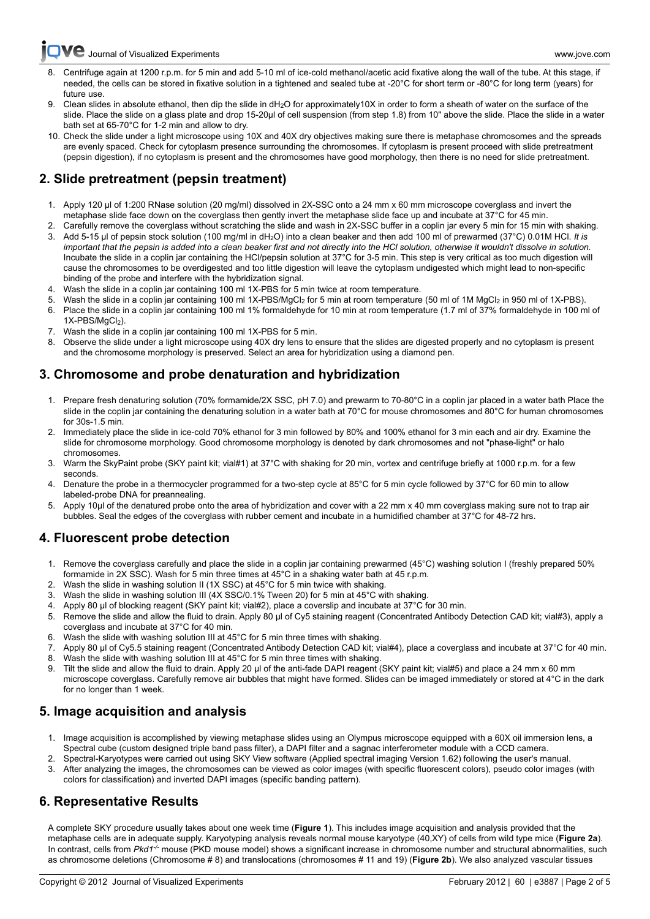8. Centrifuge again at 1200 r.p.m. for 5 min and add 5-10 ml of ice-cold methanol/acetic acid fixative along the wall of the tube. At this stage, if needed, the cells can be stored in fixative solution in a tightened and sealed tube at -20°C for short term or -80°C for long term (years) for future use.
9. Clean slides in absolute ethanol, then dip the slide in $dH_2O$ for approximately10X in order to form a sheath of water on the surface of the slide. Place the slide on a glass plate and drop 15-20µl of cell suspension (from step 1.8) from 10" above the slide. Place the slide in a water bath set at 65-70°C for 1-2 min and allow to dry.
10. Check the slide under a light microscope using 10X and 40X dry objectives making sure there is metaphase chromosomes and the spreads are evenly spaced. Check for cytoplasm presence surrounding the chromosomes. If cytoplasm is present proceed with slide pretreatment (pepsin digestion), if no cytoplasm is present and the chromosomes have good morphology, then there is no need for slide pretreatment.

## 2. Slide pretreatment (pepsin treatment)

1. Apply 120 µl of 1:200 RNase solution (20 mg/ml) dissolved in 2X-SSC onto a 24 mm x 60 mm microscope coverglass and invert the metaphase slide face down on the coverglass then gently invert the metaphase slide face up and incubate at 37°C for 45 min.
2. Carefully remove the coverglass without scratching the slide and wash in 2X-SSC buffer in a coplin jar every 5 min for 15 min with shaking.
3. Add 5-15 µl of pepsin stock solution (100 mg/ml in $dH_2O$) into a clean beaker and then add 100 ml of prewarmed (37°C) 0.01M HCl. *It is important that the pepsin is added into a clean beaker first and not directly into the HCl solution, otherwise it wouldn't dissolve in solution.* Incubate the slide in a coplin jar containing the HCl/pepsin solution at 37°C for 3-5 min. This step is very critical as too much digestion will cause the chromosomes to be overdigested and too little digestion will leave the cytoplasm undigested which might lead to non-specific binding of the probe and interfere with the hybridization signal.
4. Wash the slide in a coplin jar containing 100 ml 1X-PBS for 5 min twice at room temperature.
5. Wash the slide in a coplin jar containing 100 ml 1X-PBS/$MgCl_2$ for 5 min at room temperature (50 ml of 1M $MgCl_2$ in 950 ml of 1X-PBS).
6. Place the slide in a coplin jar containing 100 ml 1% formaldehyde for 10 min at room temperature (1.7 ml of 37% formaldehyde in 100 ml of 1X-PBS/$MgCl_2$).
7. Wash the slide in a coplin jar containing 100 ml 1X-PBS for 5 min.
8. Observe the slide under a light microscope using 40X dry lens to ensure that the slides are digested properly and no cytoplasm is present and the chromosome morphology is preserved. Select an area for hybridization using a diamond pen.

## 3. Chromosome and probe denaturation and hybridization

1. Prepare fresh denaturing solution (70% formamide/2X SSC, pH 7.0) and prewarm to 70-80°C in a coplin jar placed in a water bath Place the slide in the coplin jar containing the denaturing solution in a water bath at 70°C for mouse chromosomes and 80°C for human chromosomes for 30s-1.5 min.
2. Immediately place the slide in ice-cold 70% ethanol for 3 min followed by 80% and 100% ethanol for 3 min each and air dry. Examine the slide for chromosome morphology. Good chromosome morphology is denoted by dark chromosomes and not "phase-light" or halo chromosomes.
3. Warm the SkyPaint probe (SKY paint kit; vial#1) at 37°C with shaking for 20 min, vortex and centrifuge briefly at 1000 r.p.m. for a few seconds.
4. Denature the probe in a thermocycler programmed for a two-step cycle at 85°C for 5 min cycle followed by 37°C for 60 min to allow labeled-probe DNA for preannealing.
5. Apply 10µl of the denatured probe onto the area of hybridization and cover with a 22 mm x 40 mm coverglass making sure not to trap air bubbles. Seal the edges of the coverglass with rubber cement and incubate in a humidified chamber at 37°C for 48-72 hrs.

## 4. Fluorescent probe detection

1. Remove the coverglass carefully and place the slide in a coplin jar containing prewarmed (45°C) washing solution I (freshly prepared 50% formamide in 2X SSC). Wash for 5 min three times at 45°C in a shaking water bath at 45 r.p.m.
2. Wash the slide in washing solution II (1X SSC) at 45°C for 5 min twice with shaking.
3. Wash the slide in washing solution III (4X SSC/0.1% Tween 20) for 5 min at 45°C with shaking.
4. Apply 80 µl of blocking reagent (SKY paint kit; vial#2), place a coverslip and incubate at 37°C for 30 min.
5. Remove the slide and allow the fluid to drain. Apply 80 µl of Cy5 staining reagent (Concentrated Antibody Detection CAD kit; vial#3), apply a coverglass and incubate at 37°C for 40 min.
6. Wash the slide with washing solution III at 45°C for 5 min three times with shaking.
7. Apply 80 µl of Cy5.5 staining reagent (Concentrated Antibody Detection CAD kit; vial#4), place a coverglass and incubate at 37°C for 40 min.
8. Wash the slide with washing solution III at 45°C for 5 min three times with shaking.
9. Tilt the slide and allow the fluid to drain. Apply 20 µl of the anti-fade DAPI reagent (SKY paint kit; vial#5) and place a 24 mm x 60 mm microscope coverglass. Carefully remove air bubbles that might have formed. Slides can be imaged immediately or stored at 4°C in the dark for no longer than 1 week.

## 5. Image acquisition and analysis

1. Image acquisition is accomplished by viewing metaphase slides using an Olympus microscope equipped with a 60X oil immersion lens, a Spectral cube (custom designed triple band pass filter), a DAPI filter and a sagnac interferometer module with a CCD camera.
2. Spectral-Karyotypes were carried out using SKY View software (Applied spectral imaging Version 1.62) following the user's manual.
3. After analyzing the images, the chromosomes can be viewed as color images (with specific fluorescent colors), pseudo color images (with colors for classification) and inverted DAPI images (specific banding pattern).

## 6. Representative Results

A complete SKY procedure usually takes about one week time (**Figure 1**). This includes image acquisition and analysis provided that the metaphase cells are in adequate supply. Karyotyping analysis reveals normal mouse karyotype (40,XY) of cells from wild type mice (**Figure 2a**). In contrast, cells from *Pkd1*$^{-/-}$ mouse (PKD mouse model) shows a significant increase in chromosome number and structural abnormalities, such as chromosome deletions (Chromosome # 8) and translocations (chromosomes # 11 and 19) (**Figure 2b**). We also analyzed vascular tissues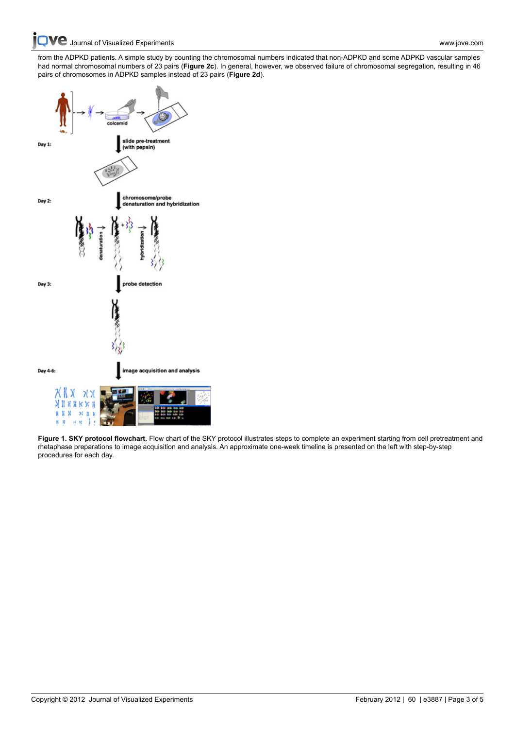from the ADPKD patients. A simple study by counting the chromosomal numbers indicated that non-ADPKD and some ADPKD vascular samples had normal chromosomal numbers of 23 pairs (**Figure 2c**). In general, however, we observed failure of chromosomal segregation, resulting in 46 pairs of chromosomes in ADPKD samples instead of 23 pairs (**Figure 2d**).

colcemid

Day 1:

slide pre-treatment
(with pepsin)

Day 2:

chromosome/probe
denaturation and hybridization

denaturation

hybridization

Day 3:

probe detection

Day 4-6:

image acquisition and analysis

**Figure 1. SKY protocol flowchart.** Flow chart of the SKY protocol illustrates steps to complete an experiment starting from cell pretreatment and metaphase preparations to image acquisition and analysis. An approximate one-week timeline is presented on the left with step-by-step procedures for each day.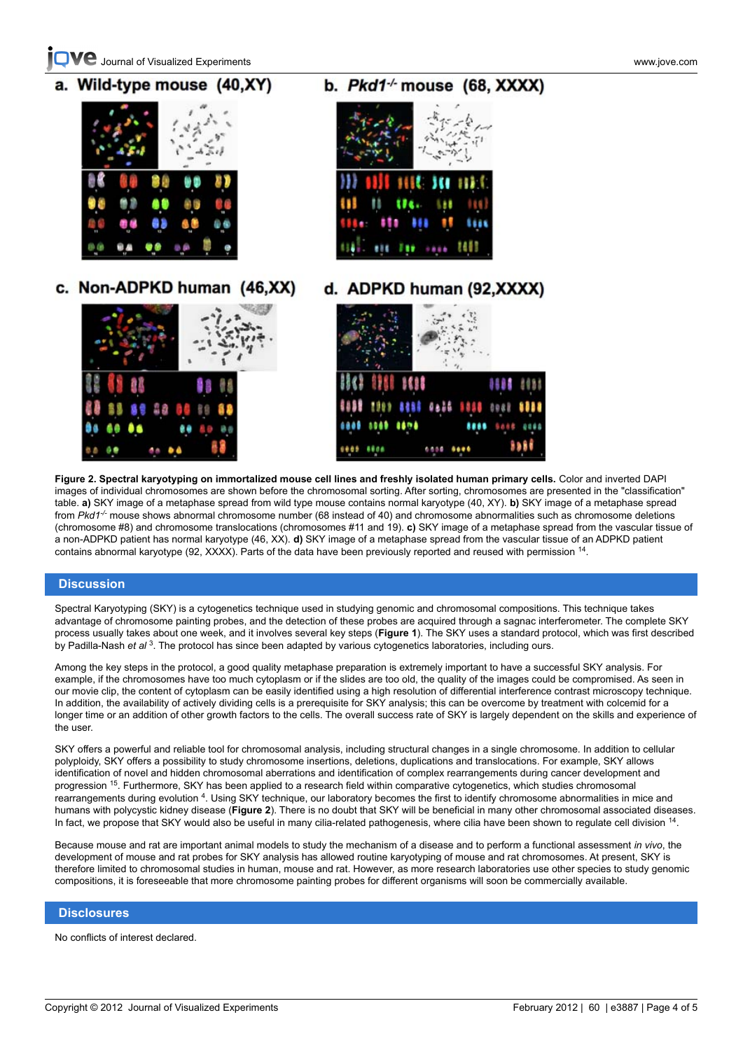a. Wild-type mouse (40,XY)

b. *Pkd1*$^{-/-}$ mouse (68, XXXX)

c. Non-ADPKD human (46,XX)

d. ADPKD human (92,XXXX)

**Figure 2. Spectral karyotyping on immortalized mouse cell lines and freshly isolated human primary cells.** Color and inverted DAPI images of individual chromosomes are shown before the chromosomal sorting. After sorting, chromosomes are presented in the "classification" table. **a)** SKY image of a metaphase spread from wild type mouse contains normal karyotype (40, XY). **b)** SKY image of a metaphase spread from *Pkd1*$^{-/-}$ mouse shows abnormal chromosome number (68 instead of 40) and chromosome abnormalities such as chromosome deletions (chromosome #8) and chromosome translocations (chromosomes #11 and 19). **c)** SKY image of a metaphase spread from the vascular tissue of a non-ADPKD patient has normal karyotype (46, XX). **d)** SKY image of a metaphase spread from the vascular tissue of an ADPKD patient contains abnormal karyotype (92, XXXX). Parts of the data have been previously reported and reused with permission [14].

## Discussion

Spectral Karyotyping (SKY) is a cytogenetics technique used in studying genomic and chromosomal compositions. This technique takes advantage of chromosome painting probes, and the detection of these probes are acquired through a sagnac interferometer. The complete SKY process usually takes about one week, and it involves several key steps (**Figure 1**). The SKY uses a standard protocol, which was first described by Padilla-Nash *et al* [3]. The protocol has since been adapted by various cytogenetics laboratories, including ours.

Among the key steps in the protocol, a good quality metaphase preparation is extremely important to have a successful SKY analysis. For example, if the chromosomes have too much cytoplasm or if the slides are too old, the quality of the images could be compromised. As seen in our movie clip, the content of cytoplasm can be easily identified using a high resolution of differential interference contrast microscopy technique. In addition, the availability of actively dividing cells is a prerequisite for SKY analysis; this can be overcome by treatment with colcemid for a longer time or an addition of other growth factors to the cells. The overall success rate of SKY is largely dependent on the skills and experience of the user.

SKY offers a powerful and reliable tool for chromosomal analysis, including structural changes in a single chromosome. In addition to cellular polyploidy, SKY offers a possibility to study chromosome insertions, deletions, duplications and translocations. For example, SKY allows identification of novel and hidden chromosomal aberrations and identification of complex rearrangements during cancer development and progression [15]. Furthermore, SKY has been applied to a research field within comparative cytogenetics, which studies chromosomal rearrangements during evolution [4]. Using SKY technique, our laboratory becomes the first to identify chromosome abnormalities in mice and humans with polycystic kidney disease (**Figure 2**). There is no doubt that SKY will be beneficial in many other chromosomal associated diseases. In fact, we propose that SKY would also be useful in many cilia-related pathogenesis, where cilia have been shown to regulate cell division [14].

Because mouse and rat are important animal models to study the mechanism of a disease and to perform a functional assessment *in vivo*, the development of mouse and rat probes for SKY analysis has allowed routine karyotyping of mouse and rat chromosomes. At present, SKY is therefore limited to chromosomal studies in human, mouse and rat. However, as more research laboratories use other species to study genomic compositions, it is foreseeable that more chromosome painting probes for different organisms will soon be commercially available.

## Disclosures

No conflicts of interest declared.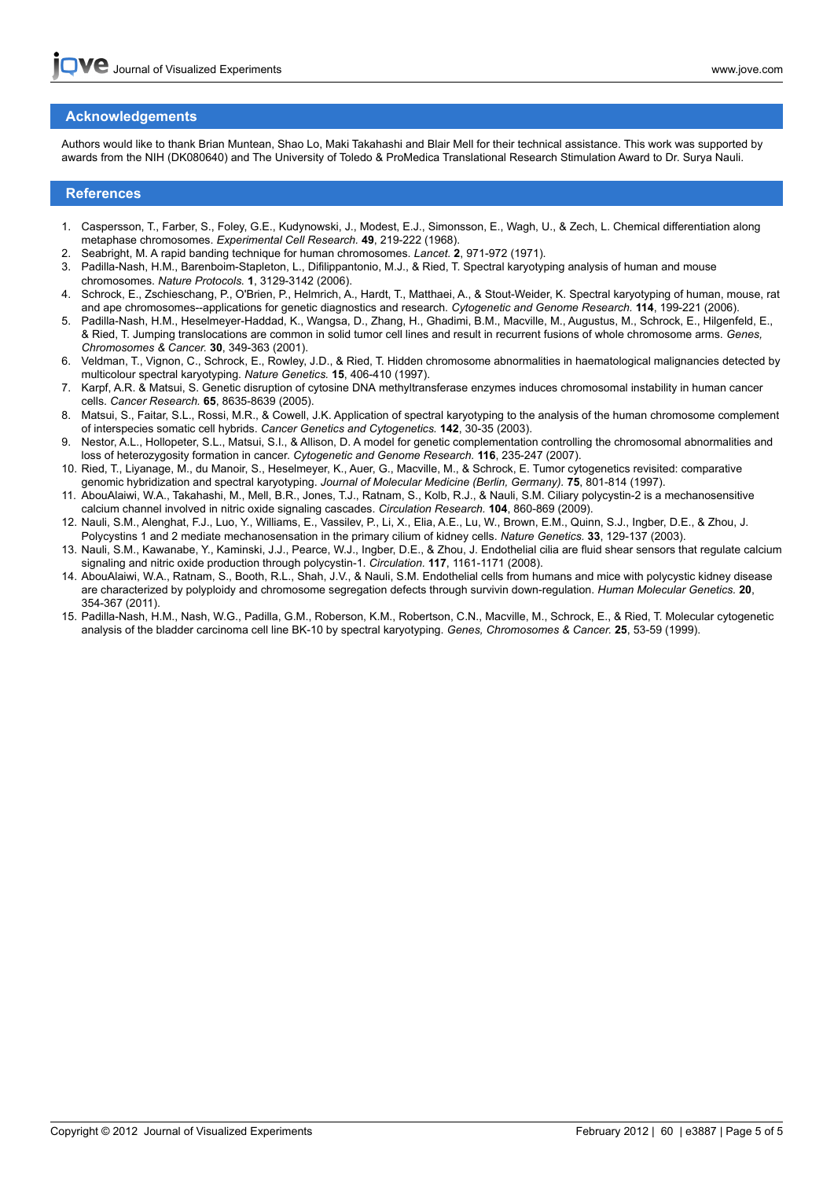## Acknowledgements

Authors would like to thank Brian Muntean, Shao Lo, Maki Takahashi and Blair Mell for their technical assistance. This work was supported by awards from the NIH (DK080640) and The University of Toledo & ProMedica Translational Research Stimulation Award to Dr. Surya Nauli.

## References

1. Caspersson, T., Farber, S., Foley, G.E., Kudynowski, J., Modest, E.J., Simonsson, E., Wagh, U., & Zech, L. Chemical differentiation along metaphase chromosomes. *Experimental Cell Research.* **49**, 219-222 (1968).
2. Seabright, M. A rapid banding technique for human chromosomes. *Lancet.* **2**, 971-972 (1971).
3. Padilla-Nash, H.M., Barenboim-Stapleton, L., Difilippantonio, M.J., & Ried, T. Spectral karyotyping analysis of human and mouse chromosomes. *Nature Protocols.* **1**, 3129-3142 (2006).
4. Schrock, E., Zschieschang, P., O'Brien, P., Helmrich, A., Hardt, T., Matthaei, A., & Stout-Weider, K. Spectral karyotyping of human, mouse, rat and ape chromosomes--applications for genetic diagnostics and research. *Cytogenetic and Genome Research.* **114**, 199-221 (2006).
5. Padilla-Nash, H.M., Heselmeyer-Haddad, K., Wangsa, D., Zhang, H., Ghadimi, B.M., Macville, M., Augustus, M., Schrock, E., Hilgenfeld, E., & Ried, T. Jumping translocations are common in solid tumor cell lines and result in recurrent fusions of whole chromosome arms. *Genes, Chromosomes & Cancer.* **30**, 349-363 (2001).
6. Veldman, T., Vignon, C., Schrock, E., Rowley, J.D., & Ried, T. Hidden chromosome abnormalities in haematological malignancies detected by multicolour spectral karyotyping. *Nature Genetics.* **15**, 406-410 (1997).
7. Karpf, A.R. & Matsui, S. Genetic disruption of cytosine DNA methyltransferase enzymes induces chromosomal instability in human cancer cells. *Cancer Research.* **65**, 8635-8639 (2005).
8. Matsui, S., Faitar, S.L., Rossi, M.R., & Cowell, J.K. Application of spectral karyotyping to the analysis of the human chromosome complement of interspecies somatic cell hybrids. *Cancer Genetics and Cytogenetics.* **142**, 30-35 (2003).
9. Nestor, A.L., Hollopeter, S.L., Matsui, S.I., & Allison, D. A model for genetic complementation controlling the chromosomal abnormalities and loss of heterozygosity formation in cancer. *Cytogenetic and Genome Research.* **116**, 235-247 (2007).
10. Ried, T., Liyanage, M., du Manoir, S., Heselmeyer, K., Auer, G., Macville, M., & Schrock, E. Tumor cytogenetics revisited: comparative genomic hybridization and spectral karyotyping. *Journal of Molecular Medicine (Berlin, Germany).* **75**, 801-814 (1997).
11. AbouAlaiwi, W.A., Takahashi, M., Mell, B.R., Jones, T.J., Ratnam, S., Kolb, R.J., & Nauli, S.M. Ciliary polycystin-2 is a mechanosensitive calcium channel involved in nitric oxide signaling cascades. *Circulation Research.* **104**, 860-869 (2009).
12. Nauli, S.M., Alenghat, F.J., Luo, Y., Williams, E., Vassilev, P., Li, X., Elia, A.E., Lu, W., Brown, E.M., Quinn, S.J., Ingber, D.E., & Zhou, J. Polycystins 1 and 2 mediate mechanosensation in the primary cilium of kidney cells. *Nature Genetics.* **33**, 129-137 (2003).
13. Nauli, S.M., Kawanabe, Y., Kaminski, J.J., Pearce, W.J., Ingber, D.E., & Zhou, J. Endothelial cilia are fluid shear sensors that regulate calcium signaling and nitric oxide production through polycystin-1. *Circulation.* **117**, 1161-1171 (2008).
14. AbouAlaiwi, W.A., Ratnam, S., Booth, R.L., Shah, J.V., & Nauli, S.M. Endothelial cells from humans and mice with polycystic kidney disease are characterized by polyploidy and chromosome segregation defects through survivin down-regulation. *Human Molecular Genetics.* **20**, 354-367 (2011).
15. Padilla-Nash, H.M., Nash, W.G., Padilla, G.M., Roberson, K.M., Robertson, C.N., Macville, M., Schrock, E., & Ried, T. Molecular cytogenetic analysis of the bladder carcinoma cell line BK-10 by spectral karyotyping. *Genes, Chromosomes & Cancer.* **25**, 53-59 (1999).